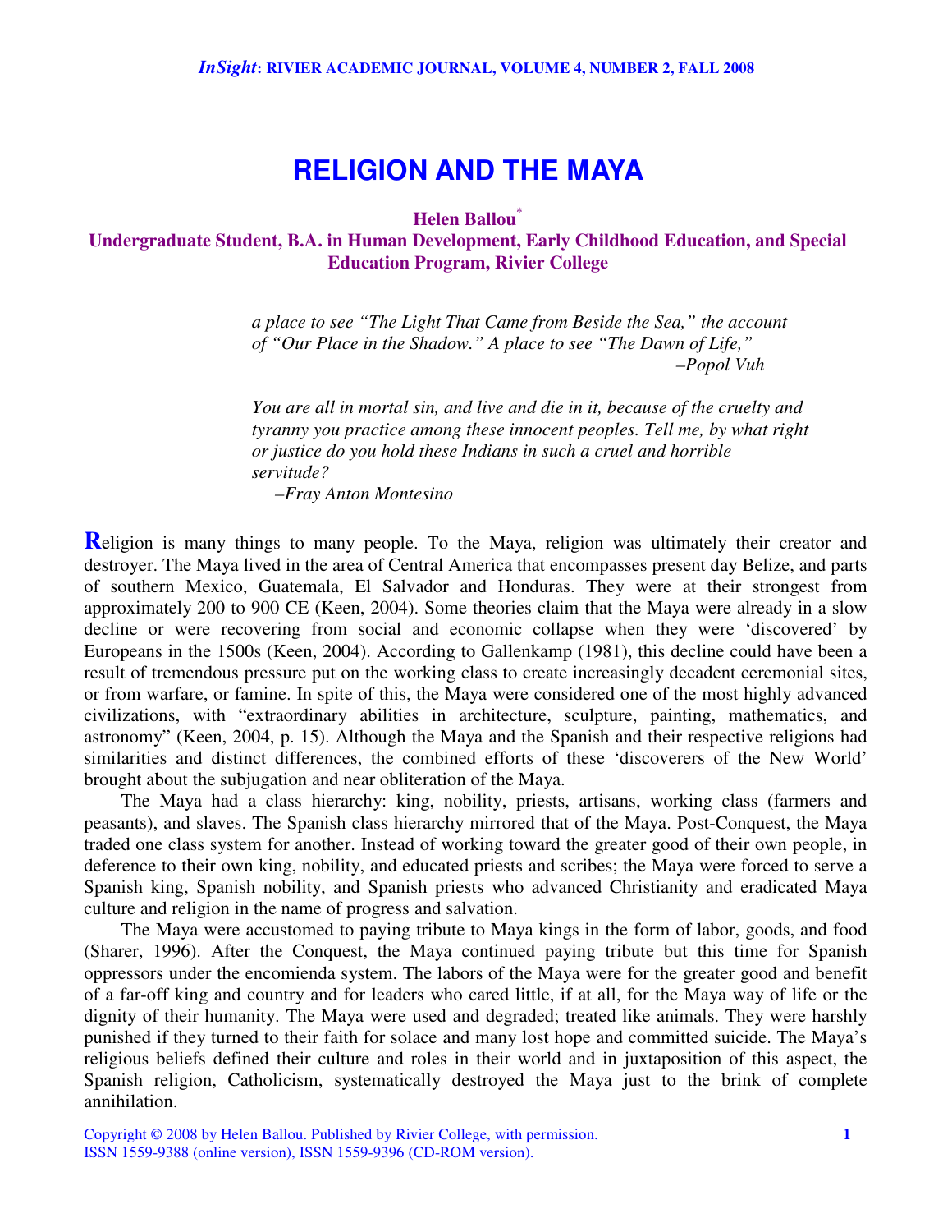# RELIGION AND THE MAYA

**Helen Ballou***

**Undergraduate Student, B.A. in Human Development, Early Childhood Education, and Special Education Program, Rivier College**

> *a place to see "The Light That Came from Beside the Sea," the account of "Our Place in the Shadow." A place to see "The Dawn of Life,"*
> *–Popol Vuh*

> *You are all in mortal sin, and live and die in it, because of the cruelty and tyranny you practice among these innocent peoples. Tell me, by what right or justice do you hold these Indians in such a cruel and horrible servitude?*
> *–Fray Anton Montesino*

Religion is many things to many people. To the Maya, religion was ultimately their creator and destroyer. The Maya lived in the area of Central America that encompasses present day Belize, and parts of southern Mexico, Guatemala, El Salvador and Honduras. They were at their strongest from approximately 200 to 900 CE (Keen, 2004). Some theories claim that the Maya were already in a slow decline or were recovering from social and economic collapse when they were 'discovered' by Europeans in the 1500s (Keen, 2004). According to Gallenkamp (1981), this decline could have been a result of tremendous pressure put on the working class to create increasingly decadent ceremonial sites, or from warfare, or famine. In spite of this, the Maya were considered one of the most highly advanced civilizations, with "extraordinary abilities in architecture, sculpture, painting, mathematics, and astronomy" (Keen, 2004, p. 15). Although the Maya and the Spanish and their respective religions had similarities and distinct differences, the combined efforts of these 'discoverers of the New World' brought about the subjugation and near obliteration of the Maya.

The Maya had a class hierarchy: king, nobility, priests, artisans, working class (farmers and peasants), and slaves. The Spanish class hierarchy mirrored that of the Maya. Post-Conquest, the Maya traded one class system for another. Instead of working toward the greater good of their own people, in deference to their own king, nobility, and educated priests and scribes; the Maya were forced to serve a Spanish king, Spanish nobility, and Spanish priests who advanced Christianity and eradicated Maya culture and religion in the name of progress and salvation.

The Maya were accustomed to paying tribute to Maya kings in the form of labor, goods, and food (Sharer, 1996). After the Conquest, the Maya continued paying tribute but this time for Spanish oppressors under the encomienda system. The labors of the Maya were for the greater good and benefit of a far-off king and country and for leaders who cared little, if at all, for the Maya way of life or the dignity of their humanity. The Maya were used and degraded; treated like animals. They were harshly punished if they turned to their faith for solace and many lost hope and committed suicide. The Maya's religious beliefs defined their culture and roles in their world and in juxtaposition of this aspect, the Spanish religion, Catholicism, systematically destroyed the Maya just to the brink of complete annihilation.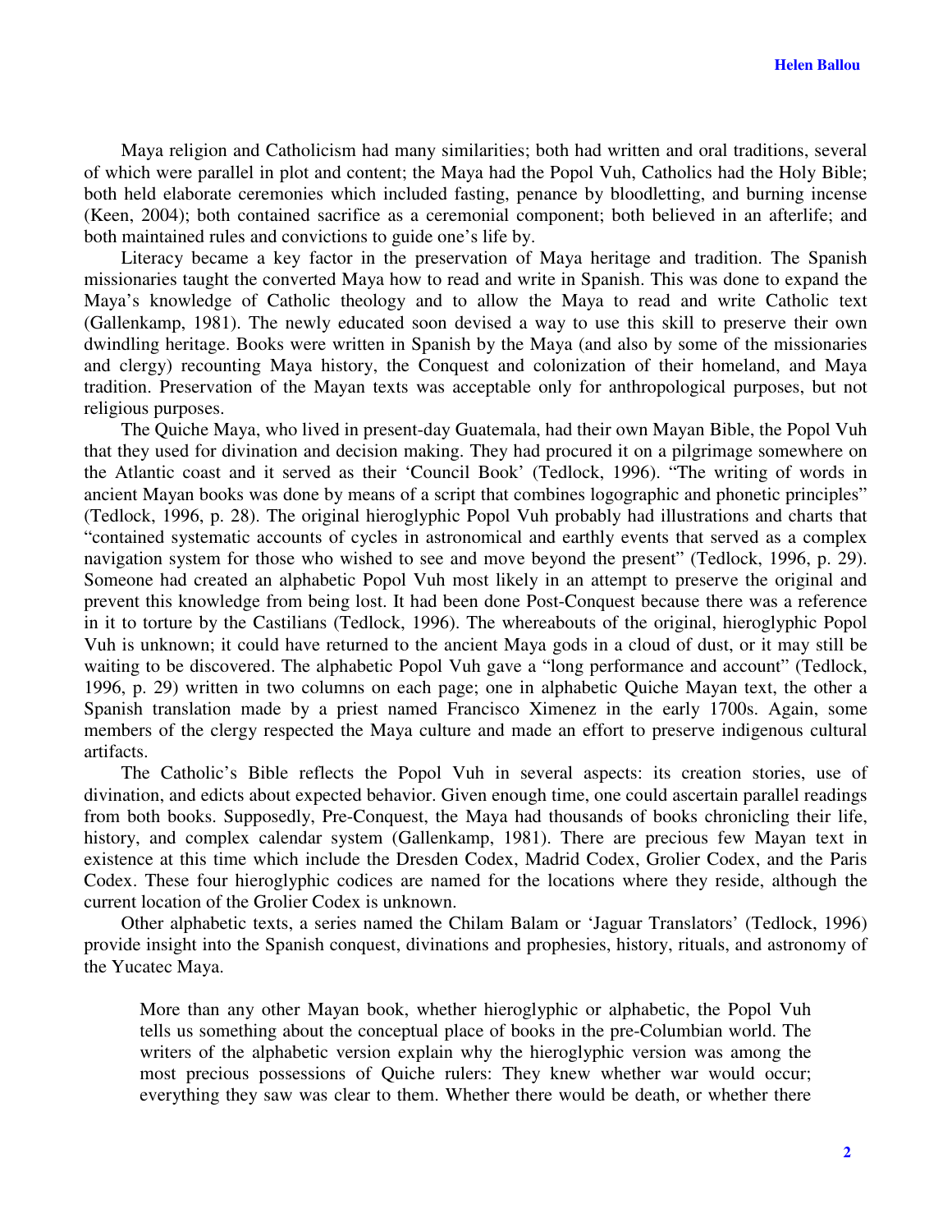Maya religion and Catholicism had many similarities; both had written and oral traditions, several of which were parallel in plot and content; the Maya had the Popol Vuh, Catholics had the Holy Bible; both held elaborate ceremonies which included fasting, penance by bloodletting, and burning incense (Keen, 2004); both contained sacrifice as a ceremonial component; both believed in an afterlife; and both maintained rules and convictions to guide one's life by.

Literacy became a key factor in the preservation of Maya heritage and tradition. The Spanish missionaries taught the converted Maya how to read and write in Spanish. This was done to expand the Maya's knowledge of Catholic theology and to allow the Maya to read and write Catholic text (Gallenkamp, 1981). The newly educated soon devised a way to use this skill to preserve their own dwindling heritage. Books were written in Spanish by the Maya (and also by some of the missionaries and clergy) recounting Maya history, the Conquest and colonization of their homeland, and Maya tradition. Preservation of the Mayan texts was acceptable only for anthropological purposes, but not religious purposes.

The Quiche Maya, who lived in present-day Guatemala, had their own Mayan Bible, the Popol Vuh that they used for divination and decision making. They had procured it on a pilgrimage somewhere on the Atlantic coast and it served as their 'Council Book' (Tedlock, 1996). "The writing of words in ancient Mayan books was done by means of a script that combines logographic and phonetic principles" (Tedlock, 1996, p. 28). The original hieroglyphic Popol Vuh probably had illustrations and charts that "contained systematic accounts of cycles in astronomical and earthly events that served as a complex navigation system for those who wished to see and move beyond the present" (Tedlock, 1996, p. 29). Someone had created an alphabetic Popol Vuh most likely in an attempt to preserve the original and prevent this knowledge from being lost. It had been done Post-Conquest because there was a reference in it to torture by the Castilians (Tedlock, 1996). The whereabouts of the original, hieroglyphic Popol Vuh is unknown; it could have returned to the ancient Maya gods in a cloud of dust, or it may still be waiting to be discovered. The alphabetic Popol Vuh gave a "long performance and account" (Tedlock, 1996, p. 29) written in two columns on each page; one in alphabetic Quiche Mayan text, the other a Spanish translation made by a priest named Francisco Ximenez in the early 1700s. Again, some members of the clergy respected the Maya culture and made an effort to preserve indigenous cultural artifacts.

The Catholic's Bible reflects the Popol Vuh in several aspects: its creation stories, use of divination, and edicts about expected behavior. Given enough time, one could ascertain parallel readings from both books. Supposedly, Pre-Conquest, the Maya had thousands of books chronicling their life, history, and complex calendar system (Gallenkamp, 1981). There are precious few Mayan text in existence at this time which include the Dresden Codex, Madrid Codex, Grolier Codex, and the Paris Codex. These four hieroglyphic codices are named for the locations where they reside, although the current location of the Grolier Codex is unknown.

Other alphabetic texts, a series named the Chilam Balam or 'Jaguar Translators' (Tedlock, 1996) provide insight into the Spanish conquest, divinations and prophesies, history, rituals, and astronomy of the Yucatec Maya.

> More than any other Mayan book, whether hieroglyphic or alphabetic, the Popol Vuh tells us something about the conceptual place of books in the pre-Columbian world. The writers of the alphabetic version explain why the hieroglyphic version was among the most precious possessions of Quiche rulers: They knew whether war would occur; everything they saw was clear to them. Whether there would be death, or whether there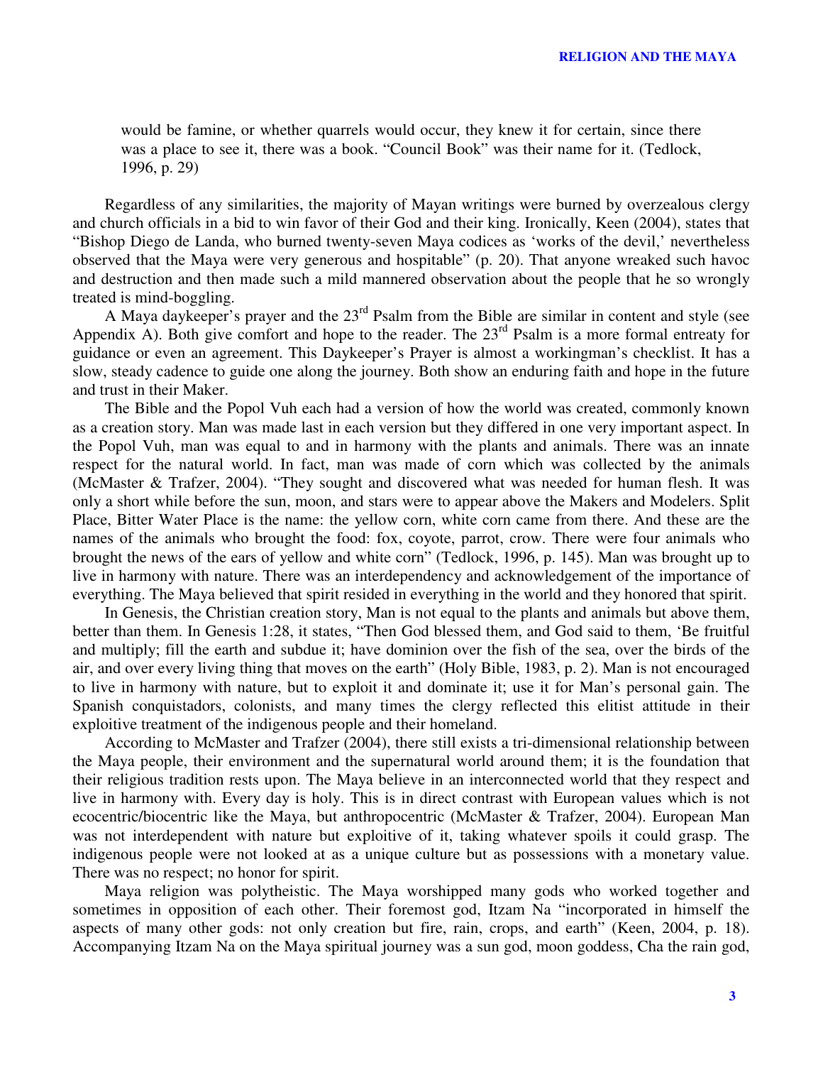> would be famine, or whether quarrels would occur, they knew it for certain, since there was a place to see it, there was a book. "Council Book" was their name for it. (Tedlock, 1996, p. 29)

Regardless of any similarities, the majority of Mayan writings were burned by overzealous clergy and church officials in a bid to win favor of their God and their king. Ironically, Keen (2004), states that "Bishop Diego de Landa, who burned twenty-seven Maya codices as 'works of the devil,' nevertheless observed that the Maya were very generous and hospitable" (p. 20). That anyone wreaked such havoc and destruction and then made such a mild mannered observation about the people that he so wrongly treated is mind-boggling.

A Maya daykeeper's prayer and the 23rd Psalm from the Bible are similar in content and style (see Appendix A). Both give comfort and hope to the reader. The 23rd Psalm is a more formal entreaty for guidance or even an agreement. This Daykeeper's Prayer is almost a workingman's checklist. It has a slow, steady cadence to guide one along the journey. Both show an enduring faith and hope in the future and trust in their Maker.

The Bible and the Popol Vuh each had a version of how the world was created, commonly known as a creation story. Man was made last in each version but they differed in one very important aspect. In the Popol Vuh, man was equal to and in harmony with the plants and animals. There was an innate respect for the natural world. In fact, man was made of corn which was collected by the animals (McMaster & Trafzer, 2004). "They sought and discovered what was needed for human flesh. It was only a short while before the sun, moon, and stars were to appear above the Makers and Modelers. Split Place, Bitter Water Place is the name: the yellow corn, white corn came from there. And these are the names of the animals who brought the food: fox, coyote, parrot, crow. There were four animals who brought the news of the ears of yellow and white corn" (Tedlock, 1996, p. 145). Man was brought up to live in harmony with nature. There was an interdependency and acknowledgement of the importance of everything. The Maya believed that spirit resided in everything in the world and they honored that spirit.

In Genesis, the Christian creation story, Man is not equal to the plants and animals but above them, better than them. In Genesis 1:28, it states, "Then God blessed them, and God said to them, 'Be fruitful and multiply; fill the earth and subdue it; have dominion over the fish of the sea, over the birds of the air, and over every living thing that moves on the earth" (Holy Bible, 1983, p. 2). Man is not encouraged to live in harmony with nature, but to exploit it and dominate it; use it for Man's personal gain. The Spanish conquistadors, colonists, and many times the clergy reflected this elitist attitude in their exploitive treatment of the indigenous people and their homeland.

According to McMaster and Trafzer (2004), there still exists a tri-dimensional relationship between the Maya people, their environment and the supernatural world around them; it is the foundation that their religious tradition rests upon. The Maya believe in an interconnected world that they respect and live in harmony with. Every day is holy. This is in direct contrast with European values which is not ecocentric/biocentric like the Maya, but anthropocentric (McMaster & Trafzer, 2004). European Man was not interdependent with nature but exploitive of it, taking whatever spoils it could grasp. The indigenous people were not looked at as a unique culture but as possessions with a monetary value. There was no respect; no honor for spirit.

Maya religion was polytheistic. The Maya worshipped many gods who worked together and sometimes in opposition of each other. Their foremost god, Itzam Na "incorporated in himself the aspects of many other gods: not only creation but fire, rain, crops, and earth" (Keen, 2004, p. 18). Accompanying Itzam Na on the Maya spiritual journey was a sun god, moon goddess, Cha the rain god,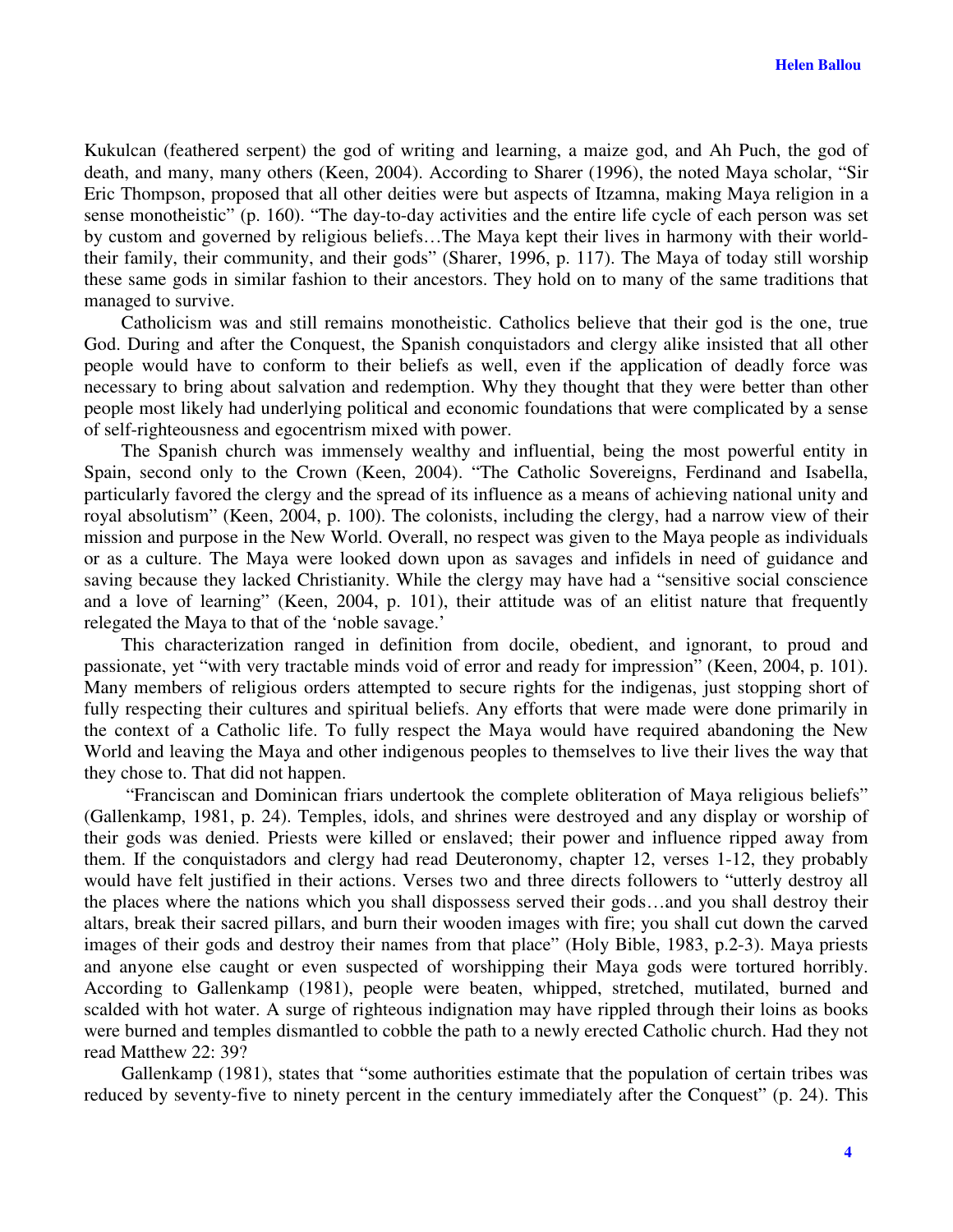Kukulcan (feathered serpent) the god of writing and learning, a maize god, and Ah Puch, the god of death, and many, many others (Keen, 2004). According to Sharer (1996), the noted Maya scholar, "Sir Eric Thompson, proposed that all other deities were but aspects of Itzamna, making Maya religion in a sense monotheistic" (p. 160). "The day-to-day activities and the entire life cycle of each person was set by custom and governed by religious beliefs…The Maya kept their lives in harmony with their world-their family, their community, and their gods" (Sharer, 1996, p. 117). The Maya of today still worship these same gods in similar fashion to their ancestors. They hold on to many of the same traditions that managed to survive.

Catholicism was and still remains monotheistic. Catholics believe that their god is the one, true God. During and after the Conquest, the Spanish conquistadors and clergy alike insisted that all other people would have to conform to their beliefs as well, even if the application of deadly force was necessary to bring about salvation and redemption. Why they thought that they were better than other people most likely had underlying political and economic foundations that were complicated by a sense of self-righteousness and egocentrism mixed with power.

The Spanish church was immensely wealthy and influential, being the most powerful entity in Spain, second only to the Crown (Keen, 2004). "The Catholic Sovereigns, Ferdinand and Isabella, particularly favored the clergy and the spread of its influence as a means of achieving national unity and royal absolutism" (Keen, 2004, p. 100). The colonists, including the clergy, had a narrow view of their mission and purpose in the New World. Overall, no respect was given to the Maya people as individuals or as a culture. The Maya were looked down upon as savages and infidels in need of guidance and saving because they lacked Christianity. While the clergy may have had a "sensitive social conscience and a love of learning" (Keen, 2004, p. 101), their attitude was of an elitist nature that frequently relegated the Maya to that of the 'noble savage.'

This characterization ranged in definition from docile, obedient, and ignorant, to proud and passionate, yet "with very tractable minds void of error and ready for impression" (Keen, 2004, p. 101). Many members of religious orders attempted to secure rights for the indigenas, just stopping short of fully respecting their cultures and spiritual beliefs. Any efforts that were made were done primarily in the context of a Catholic life. To fully respect the Maya would have required abandoning the New World and leaving the Maya and other indigenous peoples to themselves to live their lives the way that they chose to. That did not happen.

"Franciscan and Dominican friars undertook the complete obliteration of Maya religious beliefs" (Gallenkamp, 1981, p. 24). Temples, idols, and shrines were destroyed and any display or worship of their gods was denied. Priests were killed or enslaved; their power and influence ripped away from them. If the conquistadors and clergy had read Deuteronomy, chapter 12, verses 1-12, they probably would have felt justified in their actions. Verses two and three directs followers to "utterly destroy all the places where the nations which you shall dispossess served their gods…and you shall destroy their altars, break their sacred pillars, and burn their wooden images with fire; you shall cut down the carved images of their gods and destroy their names from that place" (Holy Bible, 1983, p.2-3). Maya priests and anyone else caught or even suspected of worshipping their Maya gods were tortured horribly. According to Gallenkamp (1981), people were beaten, whipped, stretched, mutilated, burned and scalded with hot water. A surge of righteous indignation may have rippled through their loins as books were burned and temples dismantled to cobble the path to a newly erected Catholic church. Had they not read Matthew 22: 39?

Gallenkamp (1981), states that "some authorities estimate that the population of certain tribes was reduced by seventy-five to ninety percent in the century immediately after the Conquest" (p. 24). This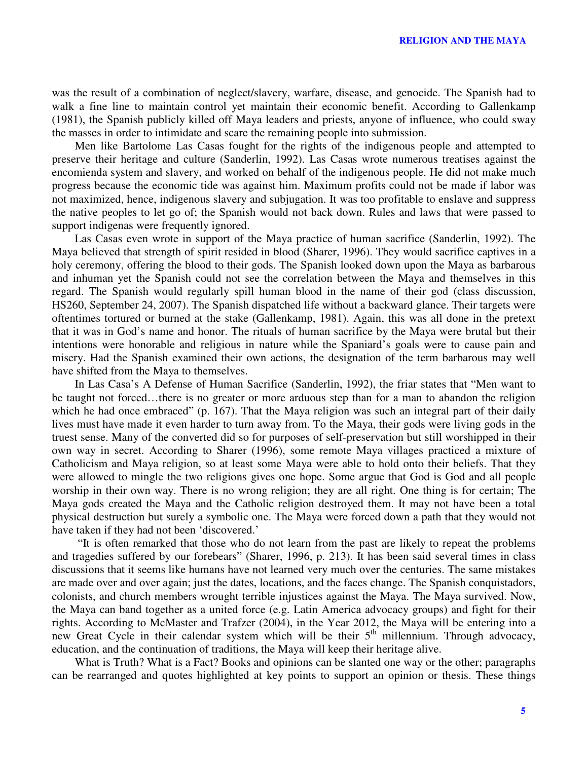was the result of a combination of neglect/slavery, warfare, disease, and genocide. The Spanish had to walk a fine line to maintain control yet maintain their economic benefit. According to Gallenkamp (1981), the Spanish publicly killed off Maya leaders and priests, anyone of influence, who could sway the masses in order to intimidate and scare the remaining people into submission.

Men like Bartolome Las Casas fought for the rights of the indigenous people and attempted to preserve their heritage and culture (Sanderlin, 1992). Las Casas wrote numerous treatises against the encomienda system and slavery, and worked on behalf of the indigenous people. He did not make much progress because the economic tide was against him. Maximum profits could not be made if labor was not maximized, hence, indigenous slavery and subjugation. It was too profitable to enslave and suppress the native peoples to let go of; the Spanish would not back down. Rules and laws that were passed to support indigenas were frequently ignored.

Las Casas even wrote in support of the Maya practice of human sacrifice (Sanderlin, 1992). The Maya believed that strength of spirit resided in blood (Sharer, 1996). They would sacrifice captives in a holy ceremony, offering the blood to their gods. The Spanish looked down upon the Maya as barbarous and inhuman yet the Spanish could not see the correlation between the Maya and themselves in this regard. The Spanish would regularly spill human blood in the name of their god (class discussion, HS260, September 24, 2007). The Spanish dispatched life without a backward glance. Their targets were oftentimes tortured or burned at the stake (Gallenkamp, 1981). Again, this was all done in the pretext that it was in God's name and honor. The rituals of human sacrifice by the Maya were brutal but their intentions were honorable and religious in nature while the Spaniard's goals were to cause pain and misery. Had the Spanish examined their own actions, the designation of the term barbarous may well have shifted from the Maya to themselves.

In Las Casa's A Defense of Human Sacrifice (Sanderlin, 1992), the friar states that "Men want to be taught not forced…there is no greater or more arduous step than for a man to abandon the religion which he had once embraced" (p. 167). That the Maya religion was such an integral part of their daily lives must have made it even harder to turn away from. To the Maya, their gods were living gods in the truest sense. Many of the converted did so for purposes of self-preservation but still worshipped in their own way in secret. According to Sharer (1996), some remote Maya villages practiced a mixture of Catholicism and Maya religion, so at least some Maya were able to hold onto their beliefs. That they were allowed to mingle the two religions gives one hope. Some argue that God is God and all people worship in their own way. There is no wrong religion; they are all right. One thing is for certain; The Maya gods created the Maya and the Catholic religion destroyed them. It may not have been a total physical destruction but surely a symbolic one. The Maya were forced down a path that they would not have taken if they had not been 'discovered.'

"It is often remarked that those who do not learn from the past are likely to repeat the problems and tragedies suffered by our forebears" (Sharer, 1996, p. 213). It has been said several times in class discussions that it seems like humans have not learned very much over the centuries. The same mistakes are made over and over again; just the dates, locations, and the faces change. The Spanish conquistadors, colonists, and church members wrought terrible injustices against the Maya. The Maya survived. Now, the Maya can band together as a united force (e.g. Latin America advocacy groups) and fight for their rights. According to McMaster and Trafzer (2004), in the Year 2012, the Maya will be entering into a new Great Cycle in their calendar system which will be their 5th millennium. Through advocacy, education, and the continuation of traditions, the Maya will keep their heritage alive.

What is Truth? What is a Fact? Books and opinions can be slanted one way or the other; paragraphs can be rearranged and quotes highlighted at key points to support an opinion or thesis. These things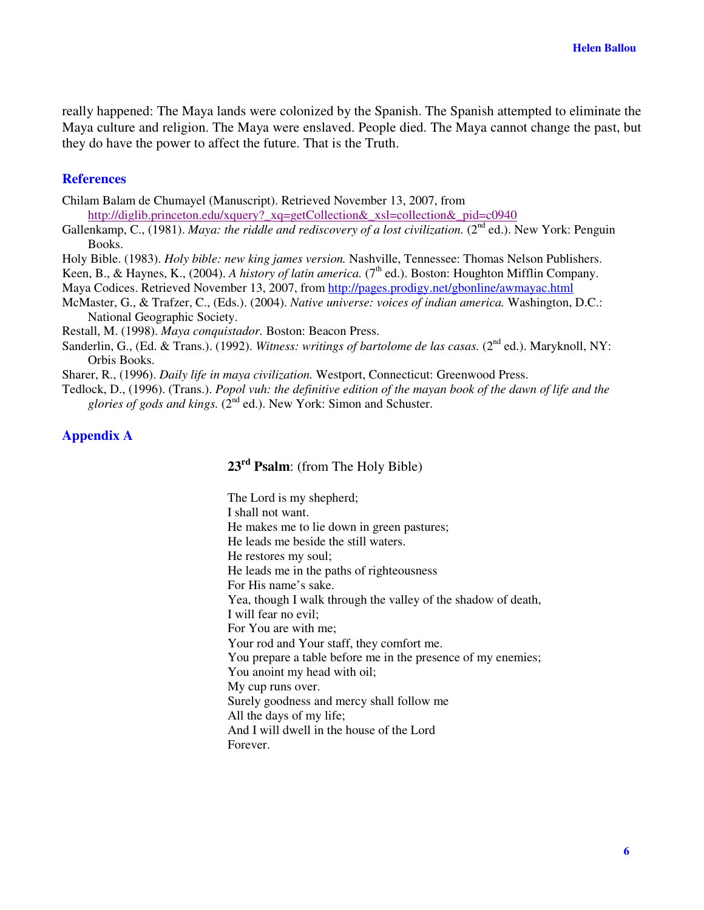really happened: The Maya lands were colonized by the Spanish. The Spanish attempted to eliminate the Maya culture and religion. The Maya were enslaved. People died. The Maya cannot change the past, but they do have the power to affect the future. That is the Truth.

## References

Chilam Balam de Chumayel (Manuscript). Retrieved November 13, 2007, from http://diglib.princeton.edu/xquery?_xq=getCollection&_xsl=collection&_pid=c0940

Gallenkamp, C., (1981). *Maya: the riddle and rediscovery of a lost civilization.* (2nd ed.). New York: Penguin Books.

Holy Bible. (1983). *Holy bible: new king james version.* Nashville, Tennessee: Thomas Nelson Publishers.

Keen, B., & Haynes, K., (2004). *A history of latin america.* (7th ed.). Boston: Houghton Mifflin Company.

Maya Codices. Retrieved November 13, 2007, from http://pages.prodigy.net/gbonline/awmayac.html

McMaster, G., & Trafzer, C., (Eds.). (2004). *Native universe: voices of indian america.* Washington, D.C.: National Geographic Society.

Restall, M. (1998). *Maya conquistador.* Boston: Beacon Press.

Sanderlin, G., (Ed. & Trans.). (1992). *Witness: writings of bartolome de las casas.* (2nd ed.). Maryknoll, NY: Orbis Books.

Sharer, R., (1996). *Daily life in maya civilization.* Westport, Connecticut: Greenwood Press.

Tedlock, D., (1996). (Trans.). *Popol vuh: the definitive edition of the mayan book of the dawn of life and the glories of gods and kings.* (2nd ed.). New York: Simon and Schuster.

## Appendix A

**23rd Psalm**: (from The Holy Bible)

The Lord is my shepherd;
I shall not want.
He makes me to lie down in green pastures;
He leads me beside the still waters.
He restores my soul;
He leads me in the paths of righteousness
For His name's sake.
Yea, though I walk through the valley of the shadow of death,
I will fear no evil;
For You are with me;
Your rod and Your staff, they comfort me.
You prepare a table before me in the presence of my enemies;
You anoint my head with oil;
My cup runs over.
Surely goodness and mercy shall follow me
All the days of my life;
And I will dwell in the house of the Lord
Forever.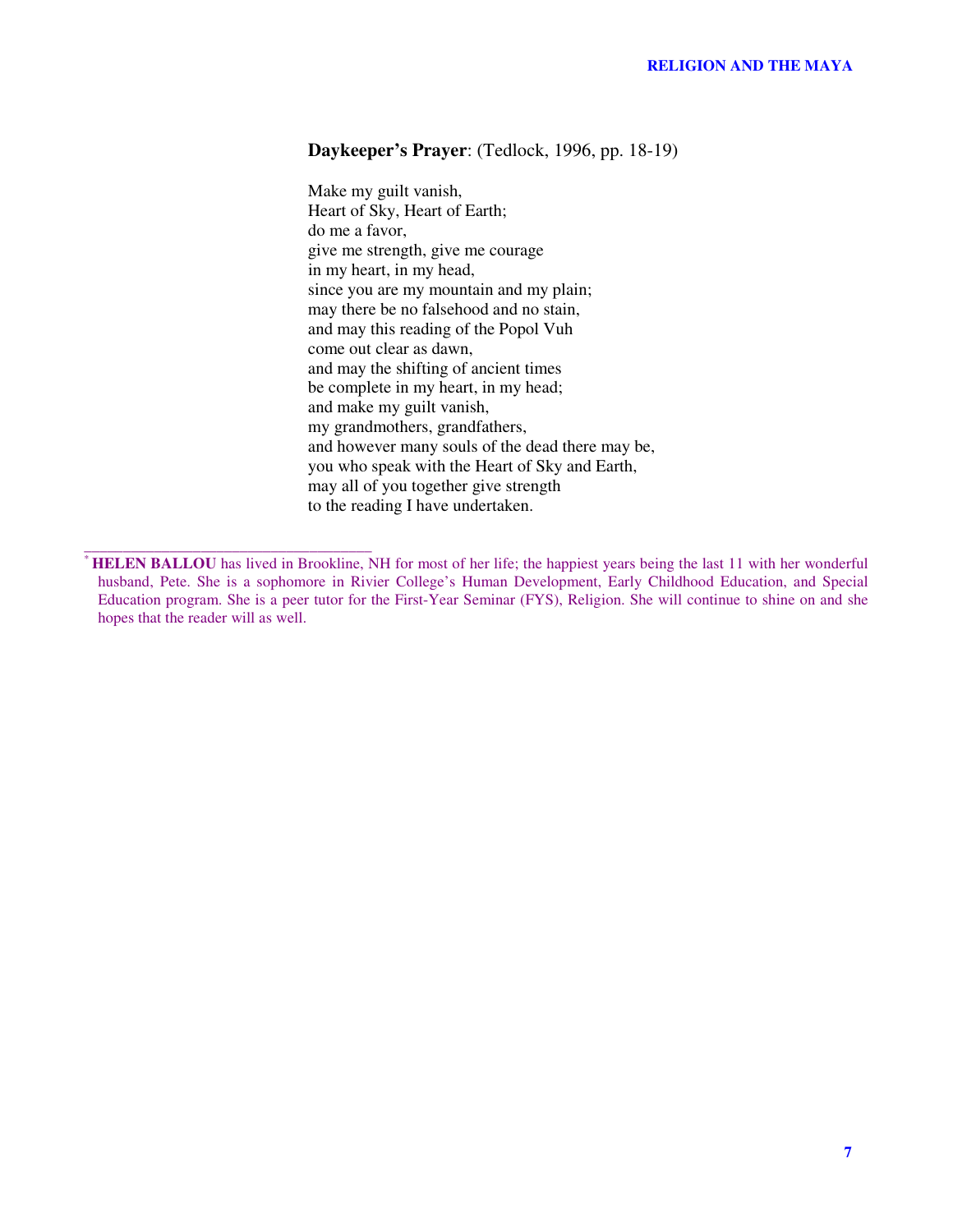**Daykeeper's Prayer**: (Tedlock, 1996, pp. 18-19)

Make my guilt vanish,  
Heart of Sky, Heart of Earth;  
do me a favor,  
give me strength, give me courage  
in my heart, in my head,  
since you are my mountain and my plain;  
may there be no falsehood and no stain,  
and may this reading of the Popol Vuh  
come out clear as dawn,  
and may the shifting of ancient times  
be complete in my heart, in my head;  
and make my guilt vanish,  
my grandmothers, grandfathers,  
and however many souls of the dead there may be,  
you who speak with the Heart of Sky and Earth,  
may all of you together give strength  
to the reading I have undertaken.

---

[*] **HELEN BALLOU** has lived in Brookline, NH for most of her life; the happiest years being the last 11 with her wonderful husband, Pete. She is a sophomore in Rivier College's Human Development, Early Childhood Education, and Special Education program. She is a peer tutor for the First-Year Seminar (FYS), Religion. She will continue to shine on and she hopes that the reader will as well.